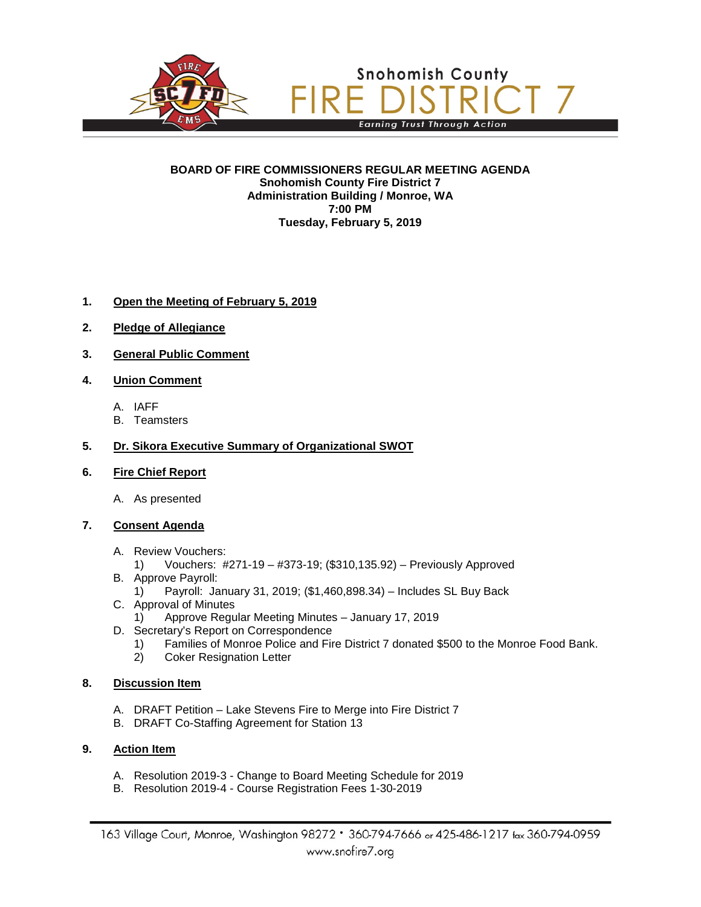Snohomish County

FIRE DISTRICT 7

*Earning Trust Through Action*

**BOARD OF FIRE COMMISSIONERS REGULAR MEETING AGENDA**
**Snohomish County Fire District 7**
**Administration Building / Monroe, WA**
**7:00 PM**
**Tuesday, February 5, 2019**

1. **Open the Meeting of February 5, 2019**

2. **Pledge of Allegiance**

3. **General Public Comment**

4. **Union Comment**

   A. IAFF
   B. Teamsters

5. **Dr. Sikora Executive Summary of Organizational SWOT**

6. **Fire Chief Report**

   A. As presented

7. **Consent Agenda**

   A. Review Vouchers:
      1) Vouchers: #271-19 – #373-19; ($310,135.92) – Previously Approved
   B. Approve Payroll:
      1) Payroll: January 31, 2019; ($1,460,898.34) – Includes SL Buy Back
   C. Approval of Minutes
      1) Approve Regular Meeting Minutes – January 17, 2019
   D. Secretary's Report on Correspondence
      1) Families of Monroe Police and Fire District 7 donated $500 to the Monroe Food Bank.
      2) Coker Resignation Letter

8. **Discussion Item**

   A. DRAFT Petition – Lake Stevens Fire to Merge into Fire District 7
   B. DRAFT Co-Staffing Agreement for Station 13

9. **Action Item**

   A. Resolution 2019-3 - Change to Board Meeting Schedule for 2019
   B. Resolution 2019-4 - Course Registration Fees 1-30-2019

163 Village Court, Monroe, Washington 98272 • 360-794-7666 or 425-486-1217 fax 360-794-0959
www.snofire7.org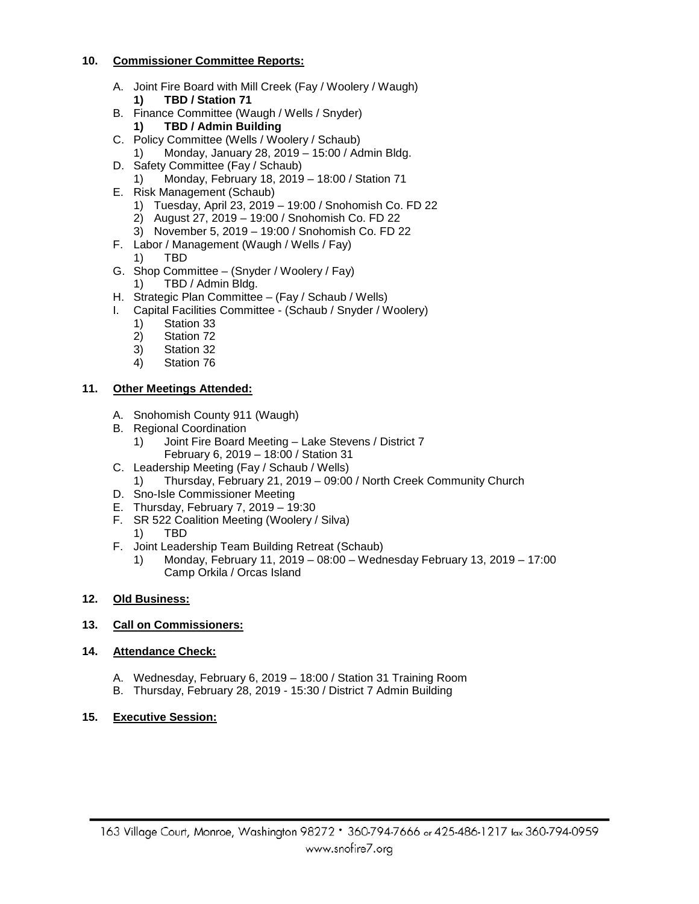**10. Commissioner Committee Reports:**

A. Joint Fire Board with Mill Creek (Fay / Woolery / Waugh)
   **1) TBD / Station 71**
B. Finance Committee (Waugh / Wells / Snyder)
   **1) TBD / Admin Building**
C. Policy Committee (Wells / Woolery / Schaub)
   1) Monday, January 28, 2019 – 15:00 / Admin Bldg.
D. Safety Committee (Fay / Schaub)
   1) Monday, February 18, 2019 – 18:00 / Station 71
E. Risk Management (Schaub)
   1) Tuesday, April 23, 2019 – 19:00 / Snohomish Co. FD 22
   2) August 27, 2019 – 19:00 / Snohomish Co. FD 22
   3) November 5, 2019 – 19:00 / Snohomish Co. FD 22
F. Labor / Management (Waugh / Wells / Fay)
   1) TBD
G. Shop Committee – (Snyder / Woolery / Fay)
   1) TBD / Admin Bldg.
H. Strategic Plan Committee – (Fay / Schaub / Wells)
I. Capital Facilities Committee - (Schaub / Snyder / Woolery)
   1) Station 33
   2) Station 72
   3) Station 32
   4) Station 76

**11. Other Meetings Attended:**

A. Snohomish County 911 (Waugh)
B. Regional Coordination
   1) Joint Fire Board Meeting – Lake Stevens / District 7
      February 6, 2019 – 18:00 / Station 31
C. Leadership Meeting (Fay / Schaub / Wells)
   1) Thursday, February 21, 2019 – 09:00 / North Creek Community Church
D. Sno-Isle Commissioner Meeting
E. Thursday, February 7, 2019 – 19:30
F. SR 522 Coalition Meeting (Woolery / Silva)
   1) TBD
F. Joint Leadership Team Building Retreat (Schaub)
   1) Monday, February 11, 2019 – 08:00 – Wednesday February 13, 2019 – 17:00
      Camp Orkila / Orcas Island

**12. Old Business:**

**13. Call on Commissioners:**

**14. Attendance Check:**

A. Wednesday, February 6, 2019 – 18:00 / Station 31 Training Room
B. Thursday, February 28, 2019 - 15:30 / District 7 Admin Building

**15. Executive Session:**